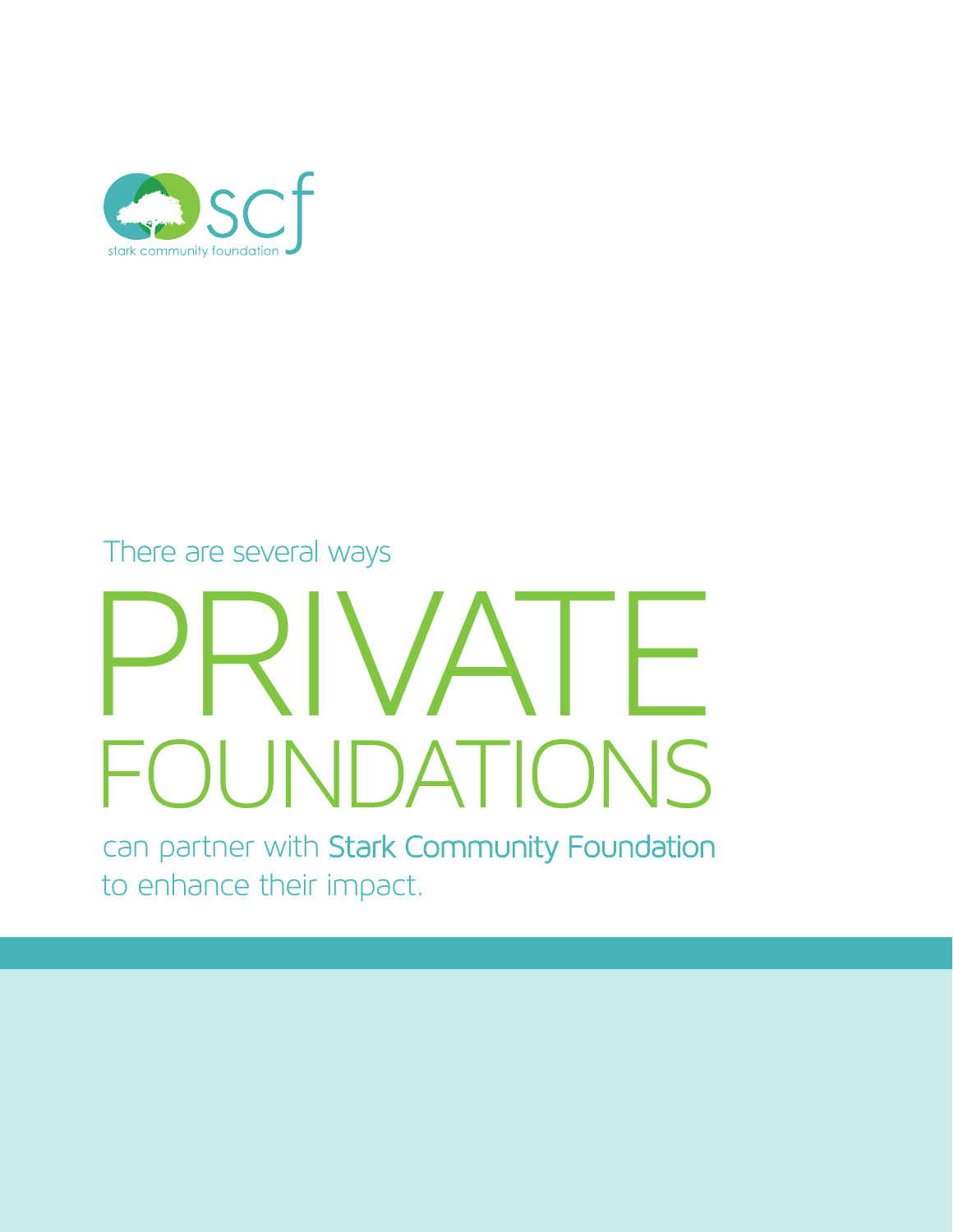scf

stark community foundation

There are several ways

# PRIVATE FOUNDATIONS

can partner with Stark Community Foundation to enhance their impact.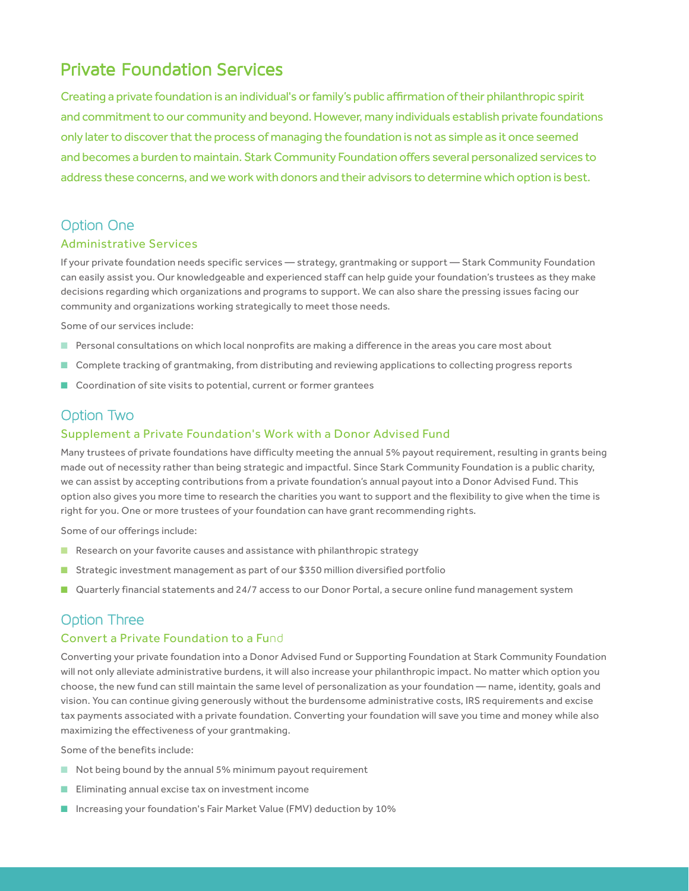# Private Foundation Services

Creating a private foundation is an individual's or family's public affirmation of their philanthropic spirit and commitment to our community and beyond. However, many individuals establish private foundations only later to discover that the process of managing the foundation is not as simple as it once seemed and becomes a burden to maintain. Stark Community Foundation offers several personalized services to address these concerns, and we work with donors and their advisors to determine which option is best.

## Option One

### Administrative Services

If your private foundation needs specific services — strategy, grantmaking or support — Stark Community Foundation can easily assist you. Our knowledgeable and experienced staff can help guide your foundation's trustees as they make decisions regarding which organizations and programs to support. We can also share the pressing issues facing our community and organizations working strategically to meet those needs.

Some of our services include:

- Personal consultations on which local nonprofits are making a difference in the areas you care most about
- Complete tracking of grantmaking, from distributing and reviewing applications to collecting progress reports
- Coordination of site visits to potential, current or former grantees

## Option Two

### Supplement a Private Foundation's Work with a Donor Advised Fund

Many trustees of private foundations have difficulty meeting the annual 5% payout requirement, resulting in grants being made out of necessity rather than being strategic and impactful. Since Stark Community Foundation is a public charity, we can assist by accepting contributions from a private foundation's annual payout into a Donor Advised Fund. This option also gives you more time to research the charities you want to support and the flexibility to give when the time is right for you. One or more trustees of your foundation can have grant recommending rights.

Some of our offerings include:

- Research on your favorite causes and assistance with philanthropic strategy
- Strategic investment management as part of our $350 million diversified portfolio
- Quarterly financial statements and 24/7 access to our Donor Portal, a secure online fund management system

## Option Three

### Convert a Private Foundation to a Fund

Converting your private foundation into a Donor Advised Fund or Supporting Foundation at Stark Community Foundation will not only alleviate administrative burdens, it will also increase your philanthropic impact. No matter which option you choose, the new fund can still maintain the same level of personalization as your foundation — name, identity, goals and vision. You can continue giving generously without the burdensome administrative costs, IRS requirements and excise tax payments associated with a private foundation. Converting your foundation will save you time and money while also maximizing the effectiveness of your grantmaking.

Some of the benefits include:

- Not being bound by the annual 5% minimum payout requirement
- Eliminating annual excise tax on investment income
- Increasing your foundation's Fair Market Value (FMV) deduction by 10%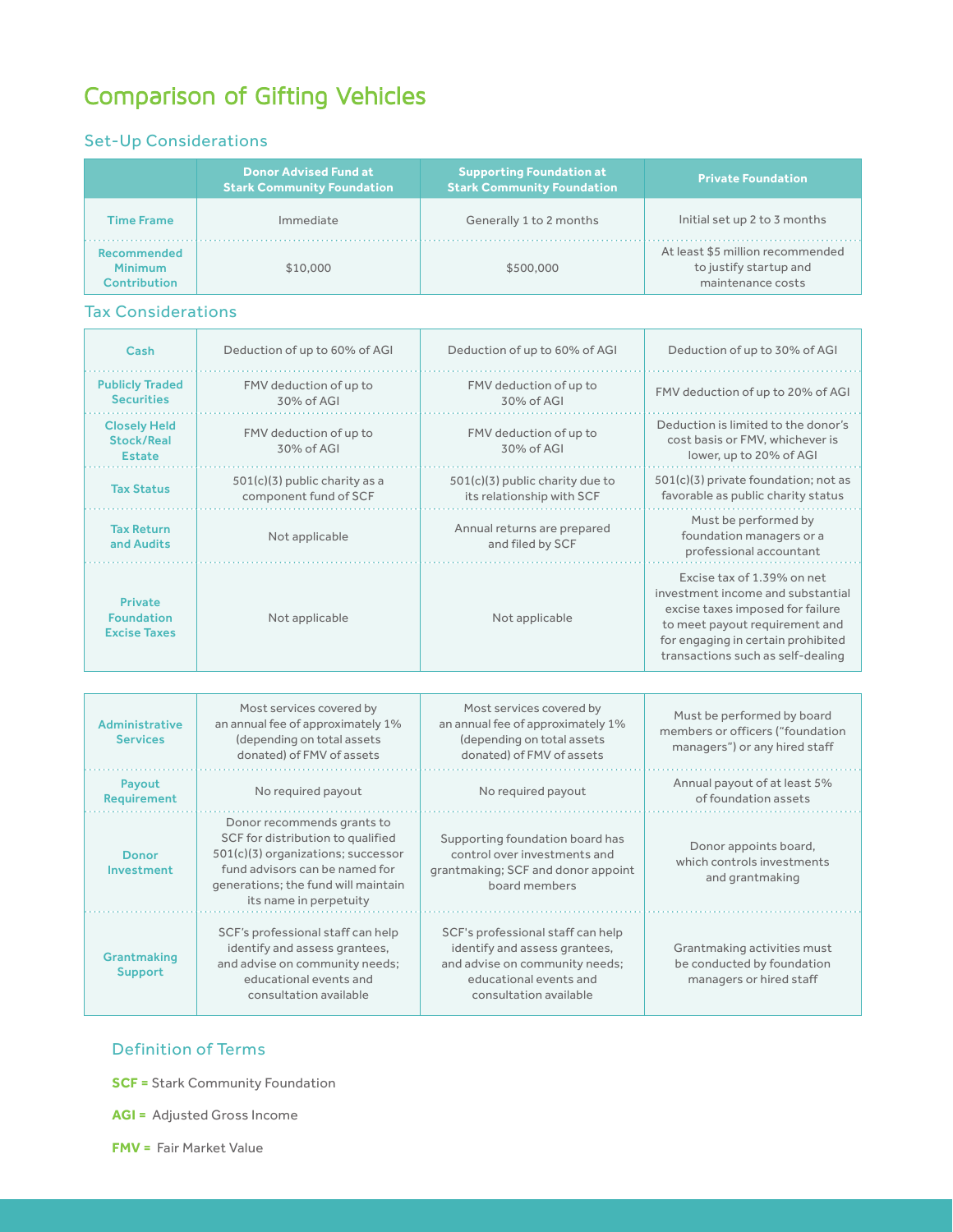# Comparison of Gifting Vehicles

## Set-Up Considerations

| | Donor Advised Fund at Stark Community Foundation | Supporting Foundation at Stark Community Foundation | Private Foundation |
|---|---|---|---|
| Time Frame | Immediate | Generally 1 to 2 months | Initial set up 2 to 3 months |
| Recommended Minimum Contribution | $10,000 | $500,000 | At least $5 million recommended to justify startup and maintenance costs |

## Tax Considerations

| | | | |
|---|---|---|---|
| Cash | Deduction of up to 60% of AGI | Deduction of up to 60% of AGI | Deduction of up to 30% of AGI |
| Publicly Traded Securities | FMV deduction of up to 30% of AGI | FMV deduction of up to 30% of AGI | FMV deduction of up to 20% of AGI |
| Closely Held Stock/Real Estate | FMV deduction of up to 30% of AGI | FMV deduction of up to 30% of AGI | Deduction is limited to the donor's cost basis or FMV, whichever is lower, up to 20% of AGI |
| Tax Status | 501(c)(3) public charity as a component fund of SCF | 501(c)(3) public charity due to its relationship with SCF | 501(c)(3) private foundation; not as favorable as public charity status |
| Tax Return and Audits | Not applicable | Annual returns are prepared and filed by SCF | Must be performed by foundation managers or a professional accountant |
| Private Foundation Excise Taxes | Not applicable | Not applicable | Excise tax of 1.39% on net investment income and substantial excise taxes imposed for failure to meet payout requirement and for engaging in certain prohibited transactions such as self-dealing |

| | | | |
|---|---|---|---|
| Administrative Services | Most services covered by an annual fee of approximately 1% (depending on total assets donated) of FMV of assets | Most services covered by an annual fee of approximately 1% (depending on total assets donated) of FMV of assets | Must be performed by board members or officers ("foundation managers") or any hired staff |
| Payout Requirement | No required payout | No required payout | Annual payout of at least 5% of foundation assets |
| Donor Investment | Donor recommends grants to SCF for distribution to qualified 501(c)(3) organizations; successor fund advisors can be named for generations; the fund will maintain its name in perpetuity | Supporting foundation board has control over investments and grantmaking; SCF and donor appoint board members | Donor appoints board, which controls investments and grantmaking |
| Grantmaking Support | SCF's professional staff can help identify and assess grantees, and advise on community needs; educational events and consultation available | SCF's professional staff can help identify and assess grantees, and advise on community needs; educational events and consultation available | Grantmaking activities must be conducted by foundation managers or hired staff |

### Definition of Terms

**SCF =** Stark Community Foundation

**AGI =** Adjusted Gross Income

**FMV =** Fair Market Value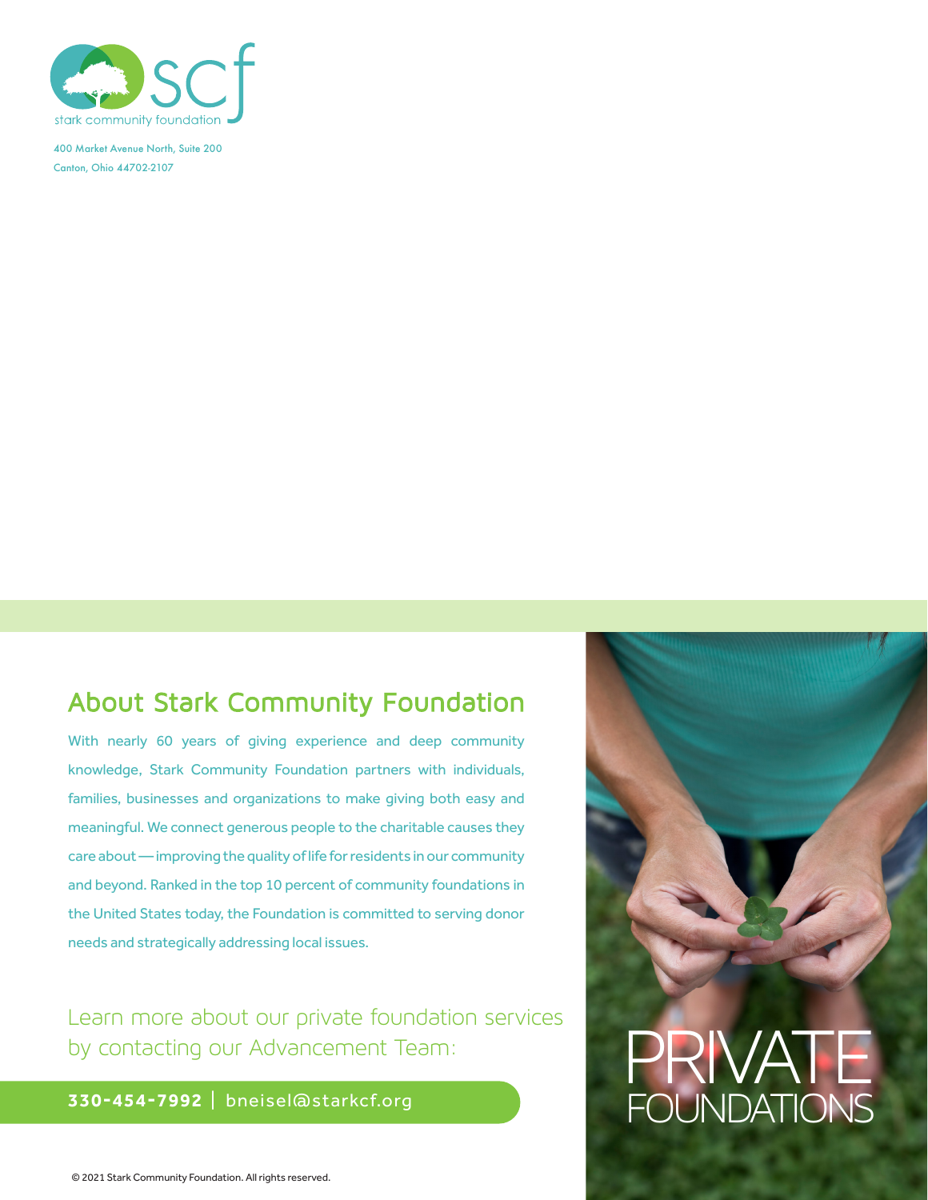stark community foundation

400 Market Avenue North, Suite 200
Canton, Ohio 44702-2107

## About Stark Community Foundation

With nearly 60 years of giving experience and deep community knowledge, Stark Community Foundation partners with individuals, families, businesses and organizations to make giving both easy and meaningful. We connect generous people to the charitable causes they care about — improving the quality of life for residents in our community and beyond. Ranked in the top 10 percent of community foundations in the United States today, the Foundation is committed to serving donor needs and strategically addressing local issues.

Learn more about our private foundation services by contacting our Advancement Team:

**330-454-7992** | bneisel@starkcf.org

# PRIVATE FOUNDATIONS

© 2021 Stark Community Foundation. All rights reserved.